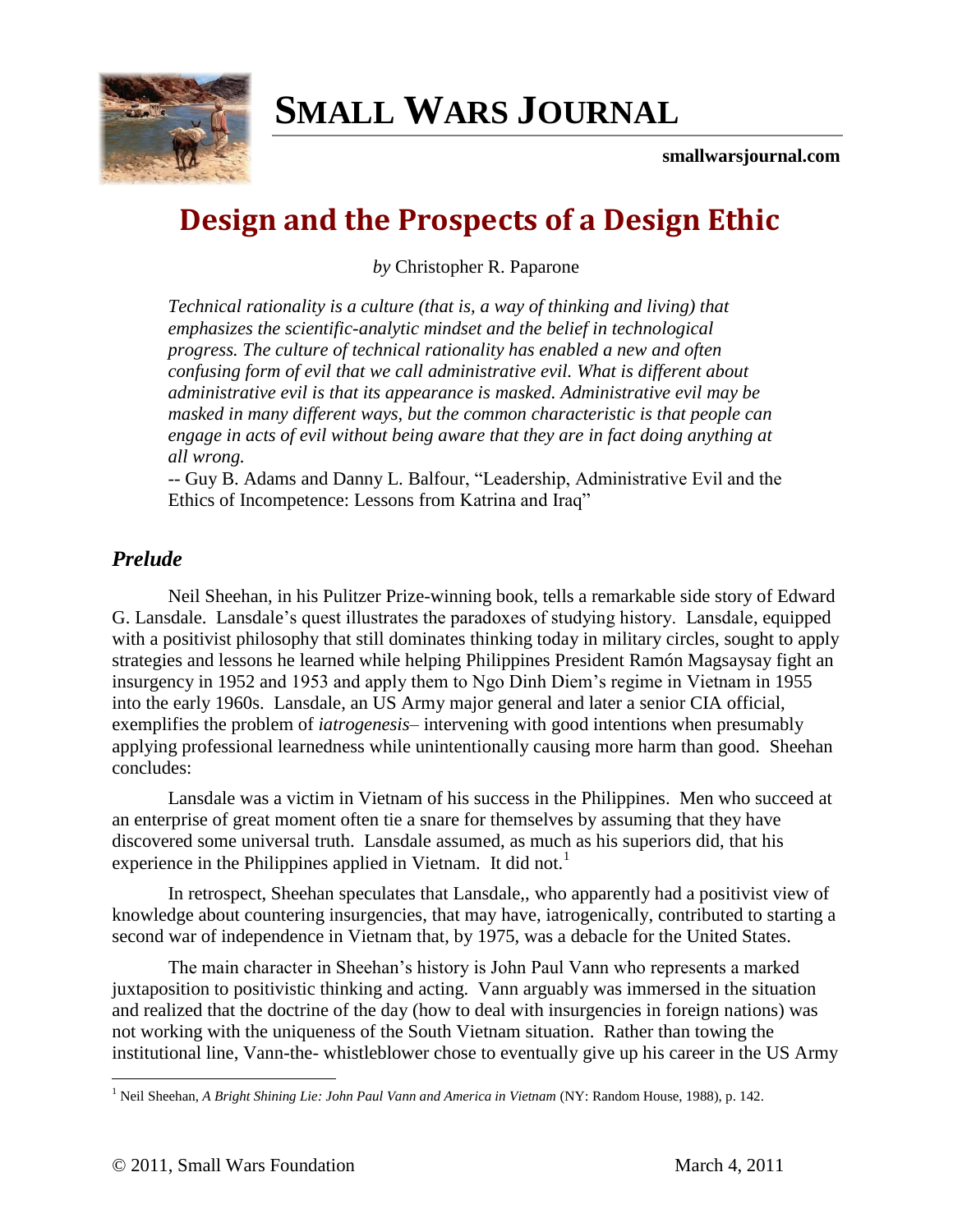# Design and the Prospects of a Design Ethic

*by* Christopher R. Paparone

> *Technical rationality is a culture (that is, a way of thinking and living) that emphasizes the scientific-analytic mindset and the belief in technological progress. The culture of technical rationality has enabled a new and often confusing form of evil that we call administrative evil. What is different about administrative evil is that its appearance is masked. Administrative evil may be masked in many different ways, but the common characteristic is that people can engage in acts of evil without being aware that they are in fact doing anything at all wrong.*
>
> -- Guy B. Adams and Danny L. Balfour, "Leadership, Administrative Evil and the Ethics of Incompetence: Lessons from Katrina and Iraq"

## *Prelude*

Neil Sheehan, in his Pulitzer Prize-winning book, tells a remarkable side story of Edward G. Lansdale. Lansdale's quest illustrates the paradoxes of studying history. Lansdale, equipped with a positivist philosophy that still dominates thinking today in military circles, sought to apply strategies and lessons he learned while helping Philippines President Ramón Magsaysay fight an insurgency in 1952 and 1953 and apply them to Ngo Dinh Diem's regime in Vietnam in 1955 into the early 1960s. Lansdale, an US Army major general and later a senior CIA official, exemplifies the problem of *iatrogenesis*– intervening with good intentions when presumably applying professional learnedness while unintentionally causing more harm than good. Sheehan concludes:

> Lansdale was a victim in Vietnam of his success in the Philippines. Men who succeed at an enterprise of great moment often tie a snare for themselves by assuming that they have discovered some universal truth. Lansdale assumed, as much as his superiors did, that his experience in the Philippines applied in Vietnam. It did not.[1]

In retrospect, Sheehan speculates that Lansdale,, who apparently had a positivist view of knowledge about countering insurgencies, that may have, iatrogenically, contributed to starting a second war of independence in Vietnam that, by 1975, was a debacle for the United States.

The main character in Sheehan's history is John Paul Vann who represents a marked juxtaposition to positivistic thinking and acting. Vann arguably was immersed in the situation and realized that the doctrine of the day (how to deal with insurgencies in foreign nations) was not working with the uniqueness of the South Vietnam situation. Rather than towing the institutional line, Vann-the- whistleblower chose to eventually give up his career in the US Army

[1] Neil Sheehan, *A Bright Shining Lie: John Paul Vann and America in Vietnam* (NY: Random House, 1988), p. 142.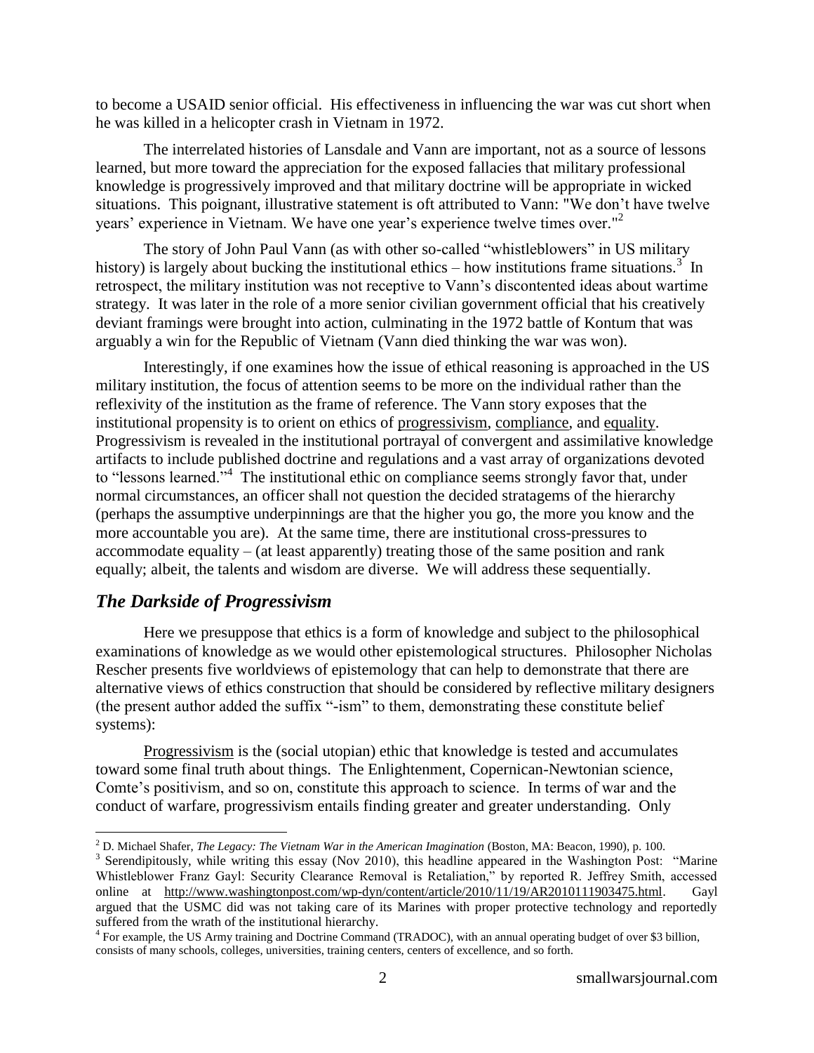to become a USAID senior official. His effectiveness in influencing the war was cut short when he was killed in a helicopter crash in Vietnam in 1972.

The interrelated histories of Lansdale and Vann are important, not as a source of lessons learned, but more toward the appreciation for the exposed fallacies that military professional knowledge is progressively improved and that military doctrine will be appropriate in wicked situations. This poignant, illustrative statement is oft attributed to Vann: "We don't have twelve years' experience in Vietnam. We have one year's experience twelve times over."[2]

The story of John Paul Vann (as with other so-called "whistleblowers" in US military history) is largely about bucking the institutional ethics – how institutions frame situations.[3] In retrospect, the military institution was not receptive to Vann's discontented ideas about wartime strategy. It was later in the role of a more senior civilian government official that his creatively deviant framings were brought into action, culminating in the 1972 battle of Kontum that was arguably a win for the Republic of Vietnam (Vann died thinking the war was won).

Interestingly, if one examines how the issue of ethical reasoning is approached in the US military institution, the focus of attention seems to be more on the individual rather than the reflexivity of the institution as the frame of reference. The Vann story exposes that the institutional propensity is to orient on ethics of <u>progressivism</u>, <u>compliance</u>, and <u>equality</u>. Progressivism is revealed in the institutional portrayal of convergent and assimilative knowledge artifacts to include published doctrine and regulations and a vast array of organizations devoted to "lessons learned."[4] The institutional ethic on compliance seems strongly favor that, under normal circumstances, an officer shall not question the decided stratagems of the hierarchy (perhaps the assumptive underpinnings are that the higher you go, the more you know and the more accountable you are). At the same time, there are institutional cross-pressures to accommodate equality – (at least apparently) treating those of the same position and rank equally; albeit, the talents and wisdom are diverse. We will address these sequentially.

## *The Darkside of Progressivism*

Here we presuppose that ethics is a form of knowledge and subject to the philosophical examinations of knowledge as we would other epistemological structures. Philosopher Nicholas Rescher presents five worldviews of epistemology that can help to demonstrate that there are alternative views of ethics construction that should be considered by reflective military designers (the present author added the suffix "-ism" to them, demonstrating these constitute belief systems):

<u>Progressivism</u> is the (social utopian) ethic that knowledge is tested and accumulates toward some final truth about things. The Enlightenment, Copernican-Newtonian science, Comte's positivism, and so on, constitute this approach to science. In terms of war and the conduct of warfare, progressivism entails finding greater and greater understanding. Only

---

[2] D. Michael Shafer, *The Legacy: The Vietnam War in the American Imagination* (Boston, MA: Beacon, 1990), p. 100.

[3] Serendipitously, while writing this essay (Nov 2010), this headline appeared in the Washington Post: "Marine Whistleblower Franz Gayl: Security Clearance Removal is Retaliation," by reported R. Jeffrey Smith, accessed online at http://www.washingtonpost.com/wp-dyn/content/article/2010/11/19/AR2010111903475.html. Gayl argued that the USMC did was not taking care of its Marines with proper protective technology and reportedly suffered from the wrath of the institutional hierarchy.

[4] For example, the US Army training and Doctrine Command (TRADOC), with an annual operating budget of over $3 billion, consists of many schools, colleges, universities, training centers, centers of excellence, and so forth.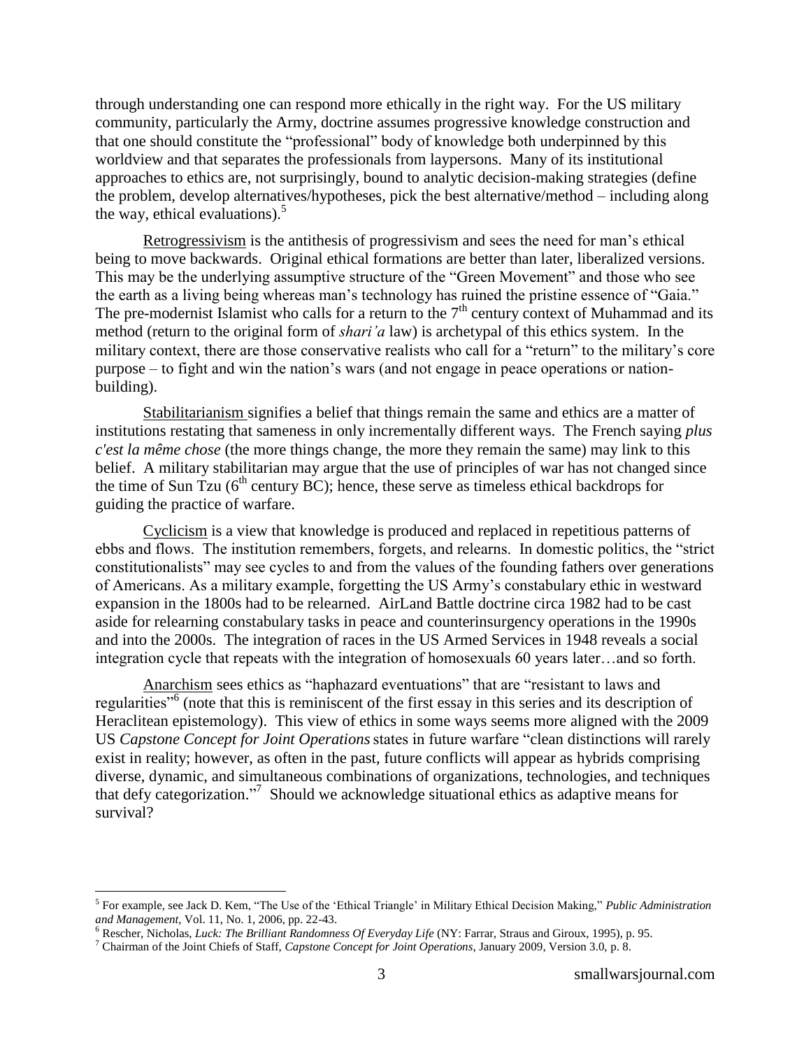through understanding one can respond more ethically in the right way. For the US military community, particularly the Army, doctrine assumes progressive knowledge construction and that one should constitute the "professional" body of knowledge both underpinned by this worldview and that separates the professionals from laypersons. Many of its institutional approaches to ethics are, not surprisingly, bound to analytic decision-making strategies (define the problem, develop alternatives/hypotheses, pick the best alternative/method – including along the way, ethical evaluations).[5]

Retrogressivism is the antithesis of progressivism and sees the need for man's ethical being to move backwards. Original ethical formations are better than later, liberalized versions. This may be the underlying assumptive structure of the "Green Movement" and those who see the earth as a living being whereas man's technology has ruined the pristine essence of "Gaia." The pre-modernist Islamist who calls for a return to the 7th century context of Muhammad and its method (return to the original form of *shari'a* law) is archetypal of this ethics system. In the military context, there are those conservative realists who call for a "return" to the military's core purpose – to fight and win the nation's wars (and not engage in peace operations or nation-building).

Stabilitarianism signifies a belief that things remain the same and ethics are a matter of institutions restating that sameness in only incrementally different ways. The French saying *plus c'est la même chose* (the more things change, the more they remain the same) may link to this belief. A military stabilitarian may argue that the use of principles of war has not changed since the time of Sun Tzu (6th century BC); hence, these serve as timeless ethical backdrops for guiding the practice of warfare.

Cyclicism is a view that knowledge is produced and replaced in repetitious patterns of ebbs and flows. The institution remembers, forgets, and relearns. In domestic politics, the "strict constitutionalists" may see cycles to and from the values of the founding fathers over generations of Americans. As a military example, forgetting the US Army's constabulary ethic in westward expansion in the 1800s had to be relearned. AirLand Battle doctrine circa 1982 had to be cast aside for relearning constabulary tasks in peace and counterinsurgency operations in the 1990s and into the 2000s. The integration of races in the US Armed Services in 1948 reveals a social integration cycle that repeats with the integration of homosexuals 60 years later…and so forth.

Anarchism sees ethics as "haphazard eventuations" that are "resistant to laws and regularities"[6] (note that this is reminiscent of the first essay in this series and its description of Heraclitean epistemology). This view of ethics in some ways seems more aligned with the 2009 US *Capstone Concept for Joint Operations* states in future warfare "clean distinctions will rarely exist in reality; however, as often in the past, future conflicts will appear as hybrids comprising diverse, dynamic, and simultaneous combinations of organizations, technologies, and techniques that defy categorization."[7] Should we acknowledge situational ethics as adaptive means for survival?

---

[5] For example, see Jack D. Kem, "The Use of the 'Ethical Triangle' in Military Ethical Decision Making," *Public Administration and Management,* Vol. 11, No. 1, 2006, pp. 22-43.

[6] Rescher, Nicholas, *Luck: The Brilliant Randomness Of Everyday Life* (NY: Farrar, Straus and Giroux, 1995), p. 95.

[7] Chairman of the Joint Chiefs of Staff, *Capstone Concept for Joint Operations,* January 2009, Version 3.0, p. 8.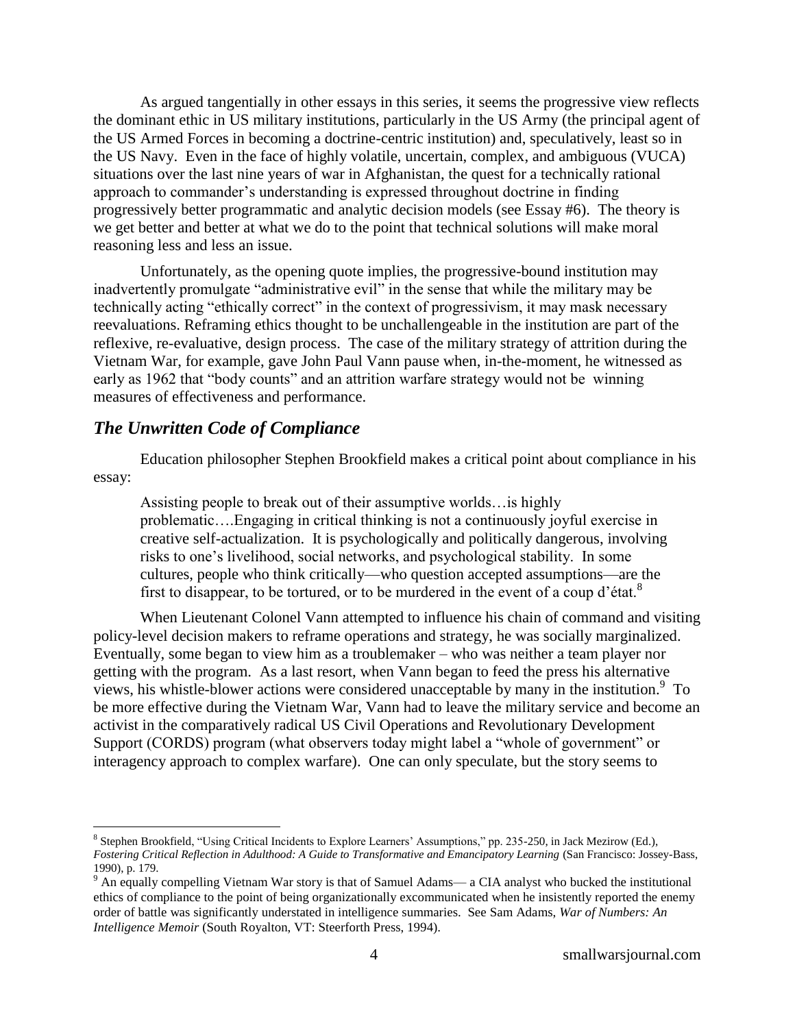As argued tangentially in other essays in this series, it seems the progressive view reflects the dominant ethic in US military institutions, particularly in the US Army (the principal agent of the US Armed Forces in becoming a doctrine-centric institution) and, speculatively, least so in the US Navy. Even in the face of highly volatile, uncertain, complex, and ambiguous (VUCA) situations over the last nine years of war in Afghanistan, the quest for a technically rational approach to commander's understanding is expressed throughout doctrine in finding progressively better programmatic and analytic decision models (see Essay #6). The theory is we get better and better at what we do to the point that technical solutions will make moral reasoning less and less an issue.

Unfortunately, as the opening quote implies, the progressive-bound institution may inadvertently promulgate "administrative evil" in the sense that while the military may be technically acting "ethically correct" in the context of progressivism, it may mask necessary reevaluations. Reframing ethics thought to be unchallengeable in the institution are part of the reflexive, re-evaluative, design process. The case of the military strategy of attrition during the Vietnam War, for example, gave John Paul Vann pause when, in-the-moment, he witnessed as early as 1962 that "body counts" and an attrition warfare strategy would not be winning measures of effectiveness and performance.

## *The Unwritten Code of Compliance*

Education philosopher Stephen Brookfield makes a critical point about compliance in his essay:

> Assisting people to break out of their assumptive worlds…is highly problematic….Engaging in critical thinking is not a continuously joyful exercise in creative self-actualization. It is psychologically and politically dangerous, involving risks to one's livelihood, social networks, and psychological stability. In some cultures, people who think critically—who question accepted assumptions—are the first to disappear, to be tortured, or to be murdered in the event of a coup d'état.[8]

When Lieutenant Colonel Vann attempted to influence his chain of command and visiting policy-level decision makers to reframe operations and strategy, he was socially marginalized. Eventually, some began to view him as a troublemaker – who was neither a team player nor getting with the program. As a last resort, when Vann began to feed the press his alternative views, his whistle-blower actions were considered unacceptable by many in the institution.[9] To be more effective during the Vietnam War, Vann had to leave the military service and become an activist in the comparatively radical US Civil Operations and Revolutionary Development Support (CORDS) program (what observers today might label a "whole of government" or interagency approach to complex warfare). One can only speculate, but the story seems to

---

[8] Stephen Brookfield, "Using Critical Incidents to Explore Learners' Assumptions," pp. 235-250, in Jack Mezirow (Ed.), *Fostering Critical Reflection in Adulthood: A Guide to Transformative and Emancipatory Learning* (San Francisco: Jossey-Bass, 1990), p. 179.

[9] An equally compelling Vietnam War story is that of Samuel Adams— a CIA analyst who bucked the institutional ethics of compliance to the point of being organizationally excommunicated when he insistently reported the enemy order of battle was significantly understated in intelligence summaries. See Sam Adams, *War of Numbers: An Intelligence Memoir* (South Royalton, VT: Steerforth Press, 1994).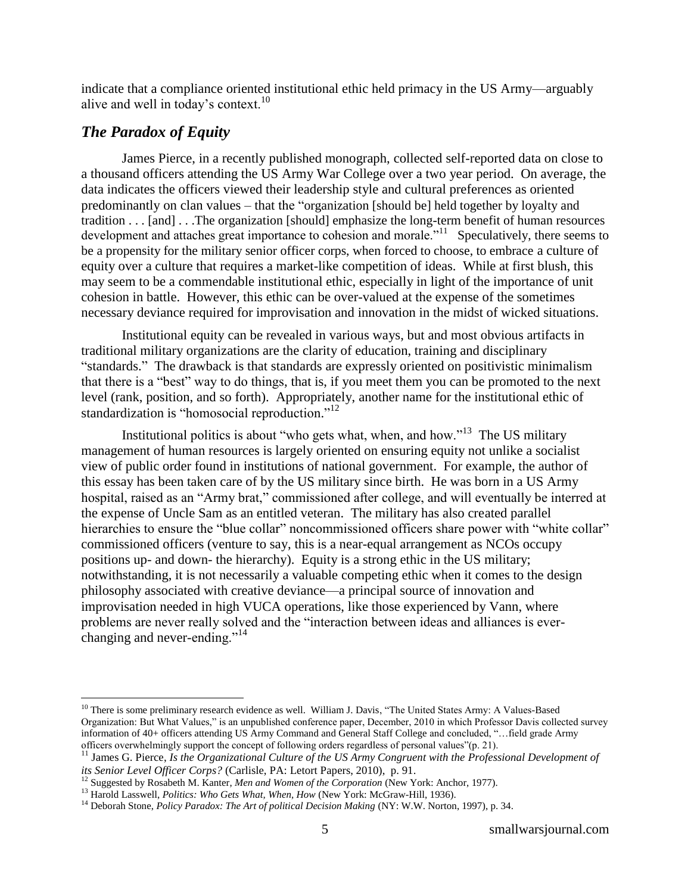indicate that a compliance oriented institutional ethic held primacy in the US Army—arguably alive and well in today's context.[10]

## *The Paradox of Equity*

James Pierce, in a recently published monograph, collected self-reported data on close to a thousand officers attending the US Army War College over a two year period. On average, the data indicates the officers viewed their leadership style and cultural preferences as oriented predominantly on clan values – that the "organization [should be] held together by loyalty and tradition . . . [and] . . .The organization [should] emphasize the long-term benefit of human resources development and attaches great importance to cohesion and morale."[11] Speculatively, there seems to be a propensity for the military senior officer corps, when forced to choose, to embrace a culture of equity over a culture that requires a market-like competition of ideas. While at first blush, this may seem to be a commendable institutional ethic, especially in light of the importance of unit cohesion in battle. However, this ethic can be over-valued at the expense of the sometimes necessary deviance required for improvisation and innovation in the midst of wicked situations.

Institutional equity can be revealed in various ways, but and most obvious artifacts in traditional military organizations are the clarity of education, training and disciplinary "standards." The drawback is that standards are expressly oriented on positivistic minimalism that there is a "best" way to do things, that is, if you meet them you can be promoted to the next level (rank, position, and so forth). Appropriately, another name for the institutional ethic of standardization is "homosocial reproduction."[12]

Institutional politics is about "who gets what, when, and how."[13] The US military management of human resources is largely oriented on ensuring equity not unlike a socialist view of public order found in institutions of national government. For example, the author of this essay has been taken care of by the US military since birth. He was born in a US Army hospital, raised as an "Army brat," commissioned after college, and will eventually be interred at the expense of Uncle Sam as an entitled veteran. The military has also created parallel hierarchies to ensure the "blue collar" noncommissioned officers share power with "white collar" commissioned officers (venture to say, this is a near-equal arrangement as NCOs occupy positions up- and down- the hierarchy). Equity is a strong ethic in the US military; notwithstanding, it is not necessarily a valuable competing ethic when it comes to the design philosophy associated with creative deviance—a principal source of innovation and improvisation needed in high VUCA operations, like those experienced by Vann, where problems are never really solved and the "interaction between ideas and alliances is ever-changing and never-ending."[14]

---

[10] There is some preliminary research evidence as well. William J. Davis, "The United States Army: A Values-Based Organization: But What Values," is an unpublished conference paper, December, 2010 in which Professor Davis collected survey information of 40+ officers attending US Army Command and General Staff College and concluded, "…field grade Army officers overwhelmingly support the concept of following orders regardless of personal values"(p. 21).

[11] James G. Pierce, *Is the Organizational Culture of the US Army Congruent with the Professional Development of its Senior Level Officer Corps?* (Carlisle, PA: Letort Papers, 2010), p. 91.

[12] Suggested by Rosabeth M. Kanter, *Men and Women of the Corporation* (New York: Anchor, 1977).

[13] Harold Lasswell, *Politics: Who Gets What, When, How* (New York: McGraw-Hill, 1936).

[14] Deborah Stone, *Policy Paradox: The Art of political Decision Making* (NY: W.W. Norton, 1997), p. 34.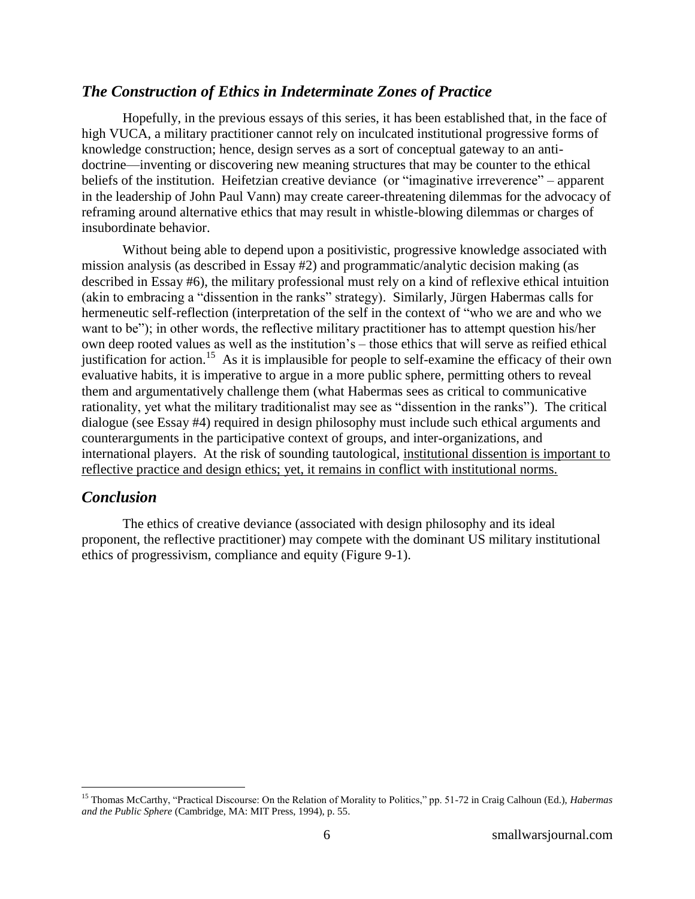## *The Construction of Ethics in Indeterminate Zones of Practice*

Hopefully, in the previous essays of this series, it has been established that, in the face of high VUCA, a military practitioner cannot rely on inculcated institutional progressive forms of knowledge construction; hence, design serves as a sort of conceptual gateway to an anti-doctrine—inventing or discovering new meaning structures that may be counter to the ethical beliefs of the institution. Heifetzian creative deviance (or "imaginative irreverence" – apparent in the leadership of John Paul Vann) may create career-threatening dilemmas for the advocacy of reframing around alternative ethics that may result in whistle-blowing dilemmas or charges of insubordinate behavior.

Without being able to depend upon a positivistic, progressive knowledge associated with mission analysis (as described in Essay #2) and programmatic/analytic decision making (as described in Essay #6), the military professional must rely on a kind of reflexive ethical intuition (akin to embracing a "dissention in the ranks" strategy). Similarly, Jürgen Habermas calls for hermeneutic self-reflection (interpretation of the self in the context of "who we are and who we want to be"); in other words, the reflective military practitioner has to attempt question his/her own deep rooted values as well as the institution's – those ethics that will serve as reified ethical justification for action.[15] As it is implausible for people to self-examine the efficacy of their own evaluative habits, it is imperative to argue in a more public sphere, permitting others to reveal them and argumentatively challenge them (what Habermas sees as critical to communicative rationality, yet what the military traditionalist may see as "dissention in the ranks"). The critical dialogue (see Essay #4) required in design philosophy must include such ethical arguments and counterarguments in the participative context of groups, and inter-organizations, and international players. At the risk of sounding tautological, <u>institutional dissention is important to reflective practice and design ethics; yet, it remains in conflict with institutional norms.</u>

## *Conclusion*

The ethics of creative deviance (associated with design philosophy and its ideal proponent, the reflective practitioner) may compete with the dominant US military institutional ethics of progressivism, compliance and equity (Figure 9-1).

---

[15] Thomas McCarthy, "Practical Discourse: On the Relation of Morality to Politics," pp. 51-72 in Craig Calhoun (Ed.), *Habermas and the Public Sphere* (Cambridge, MA: MIT Press, 1994), p. 55.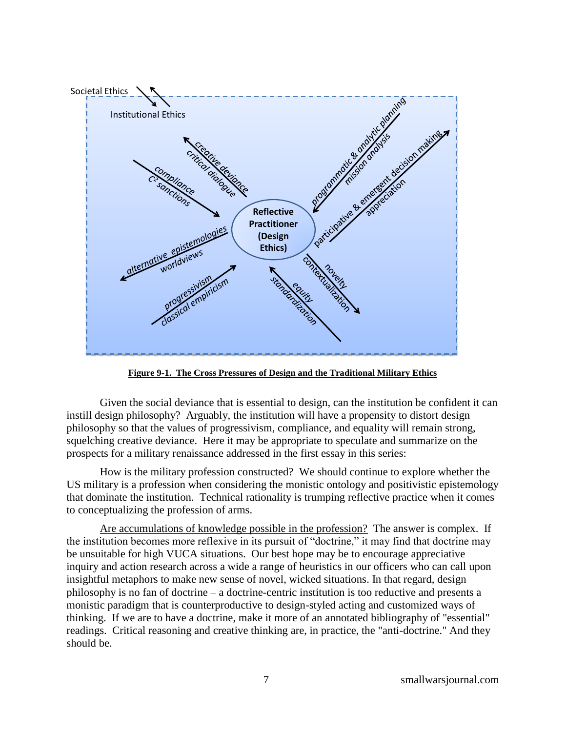Societal Ethics

Institutional Ethics

creative deviance
critical dialogue

compliance
$C^2$ sanctions

programmatic & analytic planning
mission analysis

participative & emergent decision making
appreciation

Reflective Practitioner (Design Ethics)

alternative epistemologies
worldviews

progressivism
classical empiricism

equity
standardization

novelty
contextualization

**Figure 9-1. The Cross Pressures of Design and the Traditional Military Ethics**

Given the social deviance that is essential to design, can the institution be confident it can instill design philosophy? Arguably, the institution will have a propensity to distort design philosophy so that the values of progressivism, compliance, and equality will remain strong, squelching creative deviance. Here it may be appropriate to speculate and summarize on the prospects for a military renaissance addressed in the first essay in this series:

<u>How is the military profession constructed?</u> We should continue to explore whether the US military is a profession when considering the monistic ontology and positivistic epistemology that dominate the institution. Technical rationality is trumping reflective practice when it comes to conceptualizing the profession of arms.

<u>Are accumulations of knowledge possible in the profession?</u> The answer is complex. If the institution becomes more reflexive in its pursuit of "doctrine," it may find that doctrine may be unsuitable for high VUCA situations. Our best hope may be to encourage appreciative inquiry and action research across a wide a range of heuristics in our officers who can call upon insightful metaphors to make new sense of novel, wicked situations. In that regard, design philosophy is no fan of doctrine – a doctrine-centric institution is too reductive and presents a monistic paradigm that is counterproductive to design-styled acting and customized ways of thinking. If we are to have a doctrine, make it more of an annotated bibliography of "essential" readings. Critical reasoning and creative thinking are, in practice, the "anti-doctrine." And they should be.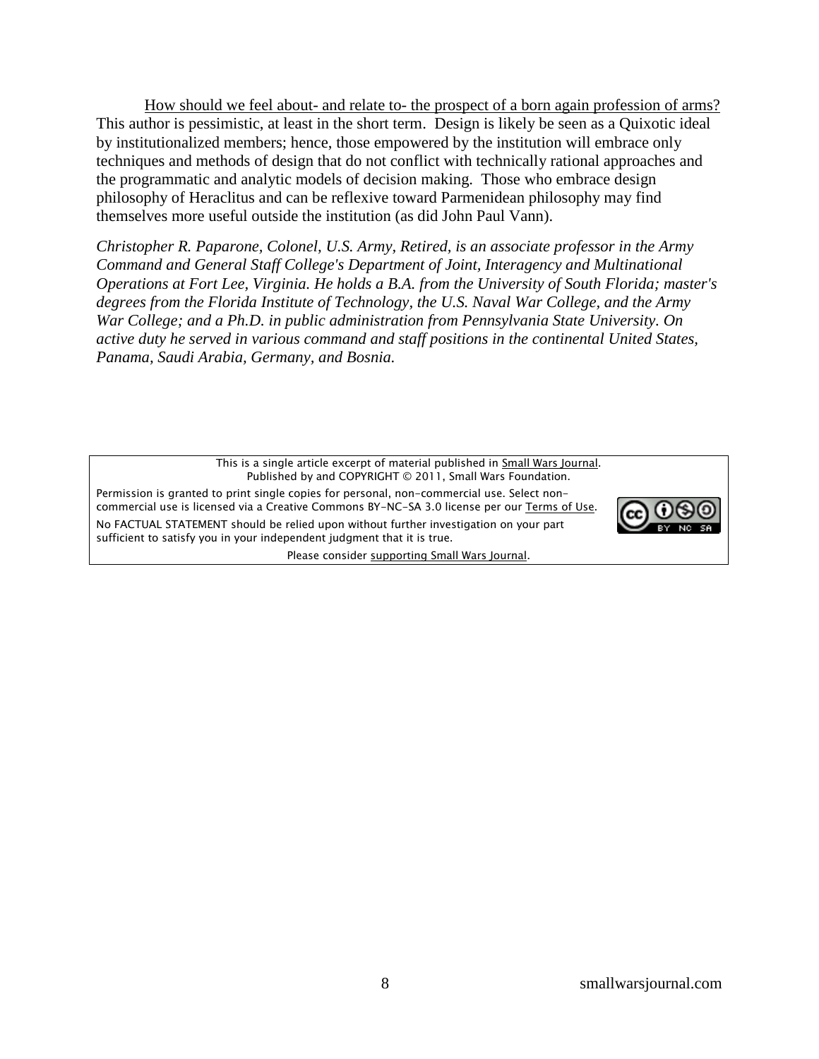<u>How should we feel about- and relate to- the prospect of a born again profession of arms?</u> This author is pessimistic, at least in the short term. Design is likely be seen as a Quixotic ideal by institutionalized members; hence, those empowered by the institution will embrace only techniques and methods of design that do not conflict with technically rational approaches and the programmatic and analytic models of decision making. Those who embrace design philosophy of Heraclitus and can be reflexive toward Parmenidean philosophy may find themselves more useful outside the institution (as did John Paul Vann).

*Christopher R. Paparone, Colonel, U.S. Army, Retired, is an associate professor in the Army Command and General Staff College's Department of Joint, Interagency and Multinational Operations at Fort Lee, Virginia. He holds a B.A. from the University of South Florida; master's degrees from the Florida Institute of Technology, the U.S. Naval War College, and the Army War College; and a Ph.D. in public administration from Pennsylvania State University. On active duty he served in various command and staff positions in the continental United States, Panama, Saudi Arabia, Germany, and Bosnia.*

This is a single article excerpt of material published in Small Wars Journal.
Published by and COPYRIGHT © 2011, Small Wars Foundation.

Permission is granted to print single copies for personal, non-commercial use. Select non-commercial use is licensed via a Creative Commons BY-NC-SA 3.0 license per our Terms of Use.

No FACTUAL STATEMENT should be relied upon without further investigation on your part sufficient to satisfy you in your independent judgment that it is true.

Please consider supporting Small Wars Journal.